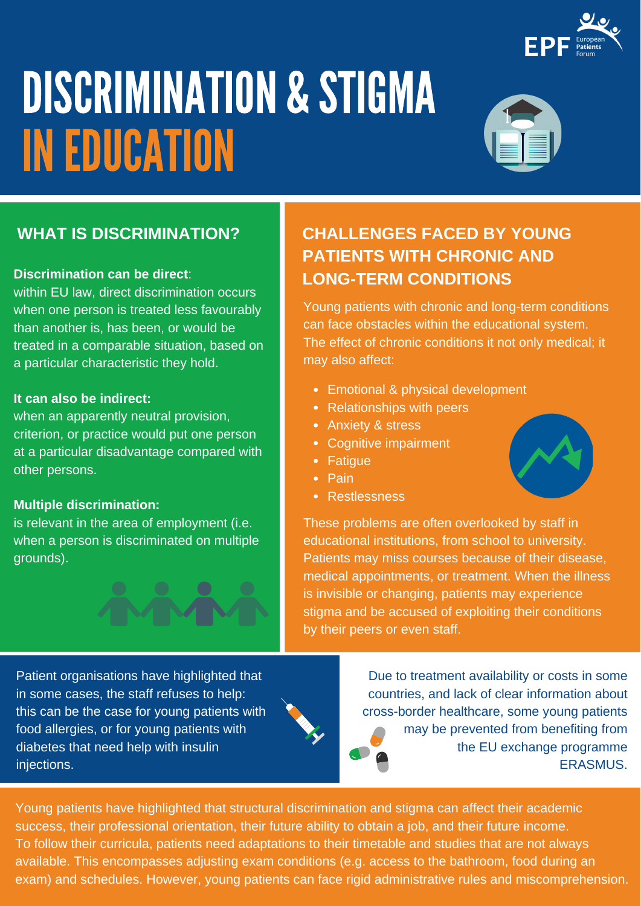# DISCRIMINATION & STIGMA IN EDUCATION

## WHAT IS DISCRIMINATION?

**Discrimination can be direct**: within EU law, direct discrimination occurs when one person is treated less favourably than another is, has been, or would be treated in a comparable situation, based on a particular characteristic they hold.

**It can also be indirect:** when an apparently neutral provision, criterion, or practice would put one person at a particular disadvantage compared with other persons.

**Multiple discrimination:** is relevant in the area of employment (i.e. when a person is discriminated on multiple grounds).

## CHALLENGES FACED BY YOUNG PATIENTS WITH CHRONIC AND LONG-TERM CONDITIONS

Young patients with chronic and long-term conditions can face obstacles within the educational system. The effect of chronic conditions it not only medical; it may also affect:

- Emotional & physical development
- Relationships with peers
- Anxiety & stress
- Cognitive impairment
- Fatigue
- Pain
- Restlessness

These problems are often overlooked by staff in educational institutions, from school to university. Patients may miss courses because of their disease, medical appointments, or treatment. When the illness is invisible or changing, patients may experience stigma and be accused of exploiting their conditions by their peers or even staff.

Patient organisations have highlighted that in some cases, the staff refuses to help: this can be the case for young patients with food allergies, or for young patients with diabetes that need help with insulin injections.

Due to treatment availability or costs in some countries, and lack of clear information about cross-border healthcare, some young patients may be prevented from benefiting from the EU exchange programme ERASMUS.

Young patients have highlighted that structural discrimination and stigma can affect their academic success, their professional orientation, their future ability to obtain a job, and their future income. To follow their curricula, patients need adaptations to their timetable and studies that are not always available. This encompasses adjusting exam conditions (e.g. access to the bathroom, food during an exam) and schedules. However, young patients can face rigid administrative rules and miscomprehension.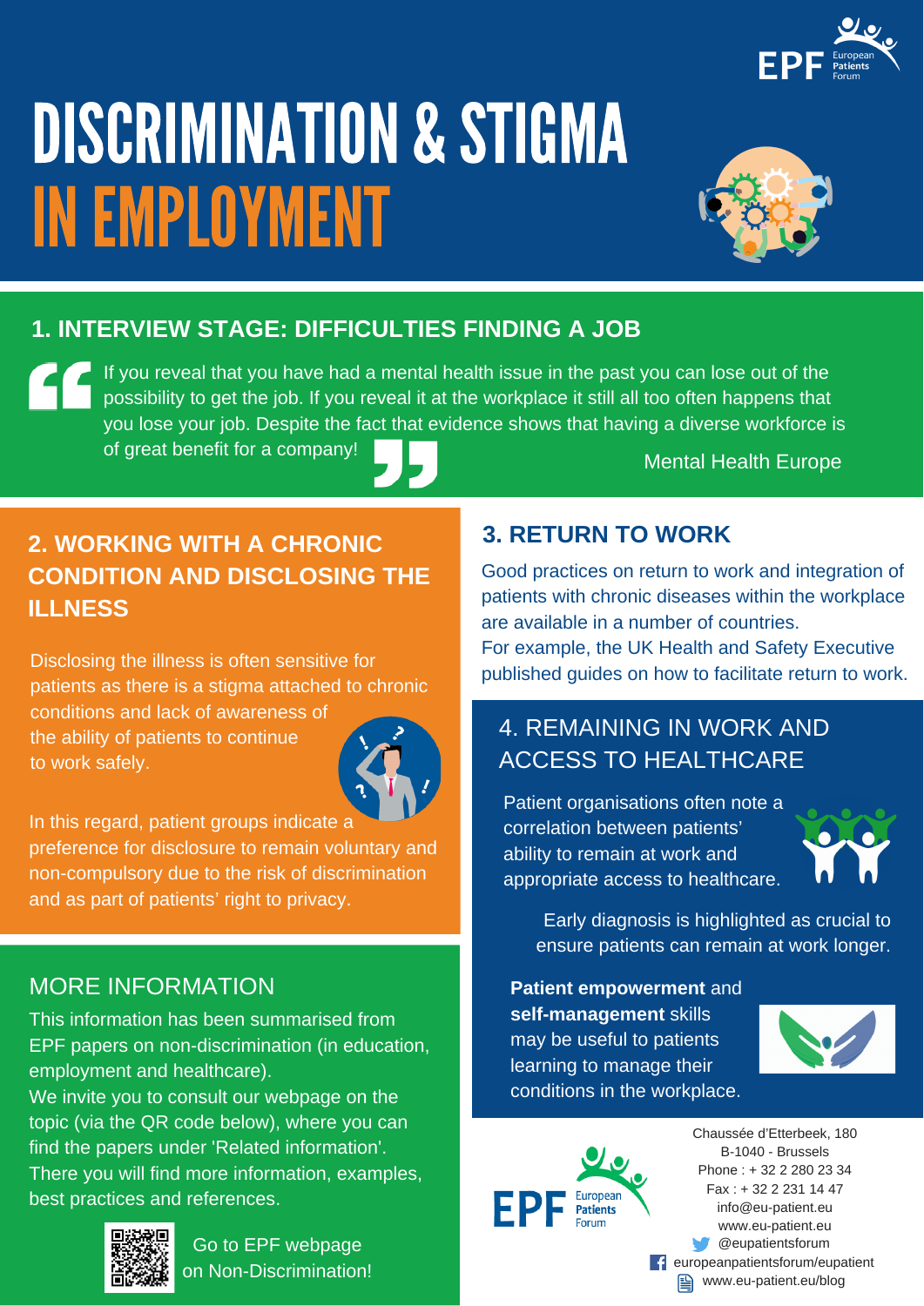# DISCRIMINATION & STIGMA IN EMPLOYMENT

## 1. INTERVIEW STAGE: DIFFICULTIES FINDING A JOB

"If you reveal that you have had a mental health issue in the past you can lose out of the possibility to get the job. If you reveal it at the workplace it still all too often happens that you lose your job. Despite the fact that evidence shows that having a diverse workforce is of great benefit for a company!"

Mental Health Europe

## 2. WORKING WITH A CHRONIC CONDITION AND DISCLOSING THE ILLNESS

Disclosing the illness is often sensitive for patients as there is a stigma attached to chronic conditions and lack of awareness of the ability of patients to continue to work safely.

In this regard, patient groups indicate a preference for disclosure to remain voluntary and non-compulsory due to the risk of discrimination and as part of patients' right to privacy.

## 3. RETURN TO WORK

Good practices on return to work and integration of patients with chronic diseases within the workplace are available in a number of countries.
For example, the UK Health and Safety Executive published guides on how to facilitate return to work.

## 4. REMAINING IN WORK AND ACCESS TO HEALTHCARE

Patient organisations often note a correlation between patients' ability to remain at work and appropriate access to healthcare.

Early diagnosis is highlighted as crucial to ensure patients can remain at work longer.

**Patient empowerment** and **self-management** skills may be useful to patients learning to manage their conditions in the workplace.

## MORE INFORMATION

This information has been summarised from EPF papers on non-discrimination (in education, employment and healthcare).
We invite you to consult our webpage on the topic (via the QR code below), where you can find the papers under 'Related information'. There you will find more information, examples, best practices and references.

Go to EPF webpage on Non-Discrimination!

EPF European Patients Forum

Chaussée d'Etterbeek, 180
B-1040 - Brussels
Phone : + 32 2 280 23 34
Fax : + 32 2 231 14 47
info@eu-patient.eu
www.eu-patient.eu
@eupatientsforum
europeanpatientsforum/eupatient
www.eu-patient.eu/blog